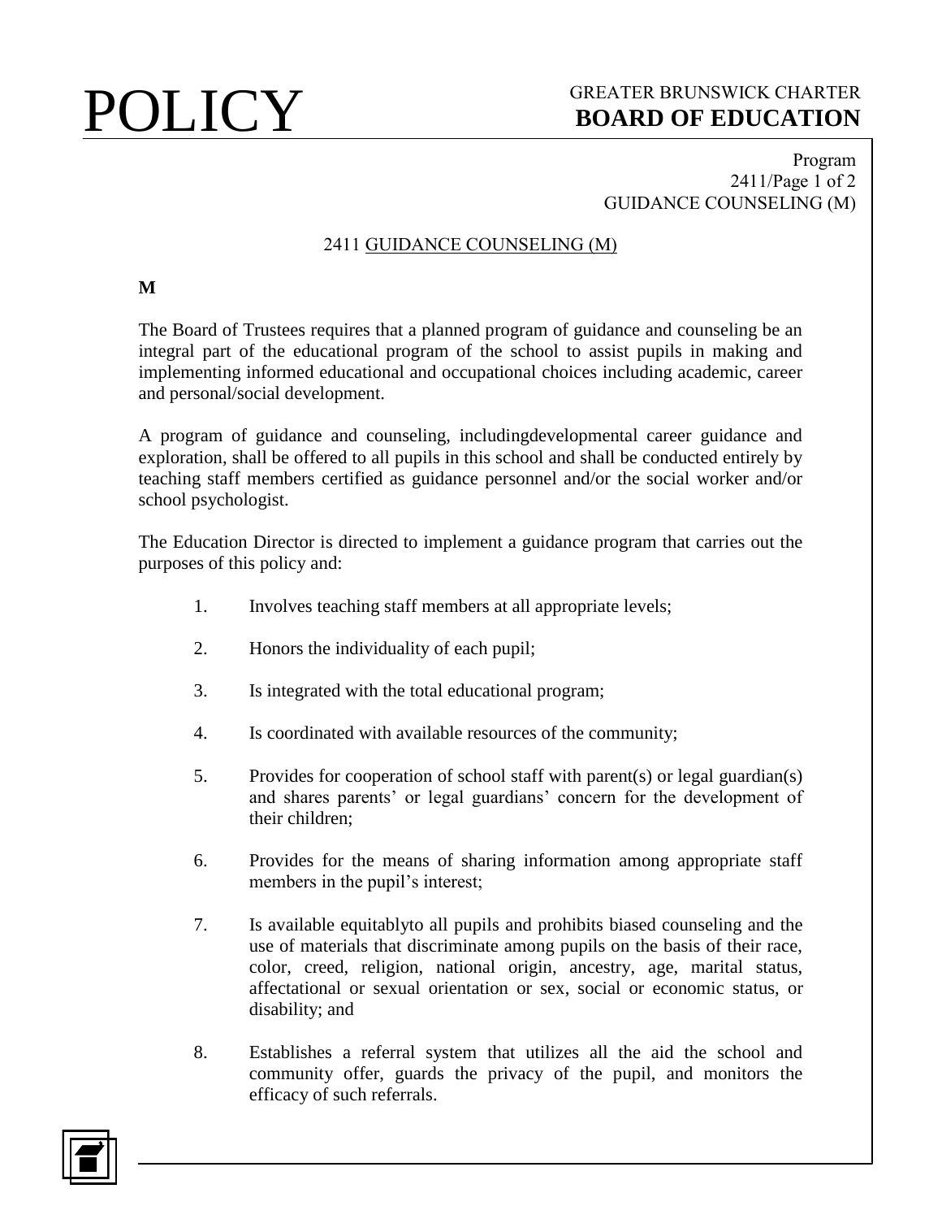# 2411 GUIDANCE COUNSELING (M)

**M**

The Board of Trustees requires that a planned program of guidance and counseling be an integral part of the educational program of the school to assist pupils in making and implementing informed educational and occupational choices including academic, career and personal/social development.

A program of guidance and counseling, includingdevelopmental career guidance and exploration, shall be offered to all pupils in this school and shall be conducted entirely by teaching staff members certified as guidance personnel and/or the social worker and/or school psychologist.

The Education Director is directed to implement a guidance program that carries out the purposes of this policy and:

1. Involves teaching staff members at all appropriate levels;
2. Honors the individuality of each pupil;
3. Is integrated with the total educational program;
4. Is coordinated with available resources of the community;
5. Provides for cooperation of school staff with parent(s) or legal guardian(s) and shares parents' or legal guardians' concern for the development of their children;
6. Provides for the means of sharing information among appropriate staff members in the pupil's interest;
7. Is available equitablyto all pupils and prohibits biased counseling and the use of materials that discriminate among pupils on the basis of their race, color, creed, religion, national origin, ancestry, age, marital status, affectational or sexual orientation or sex, social or economic status, or disability; and
8. Establishes a referral system that utilizes all the aid the school and community offer, guards the privacy of the pupil, and monitors the efficacy of such referrals.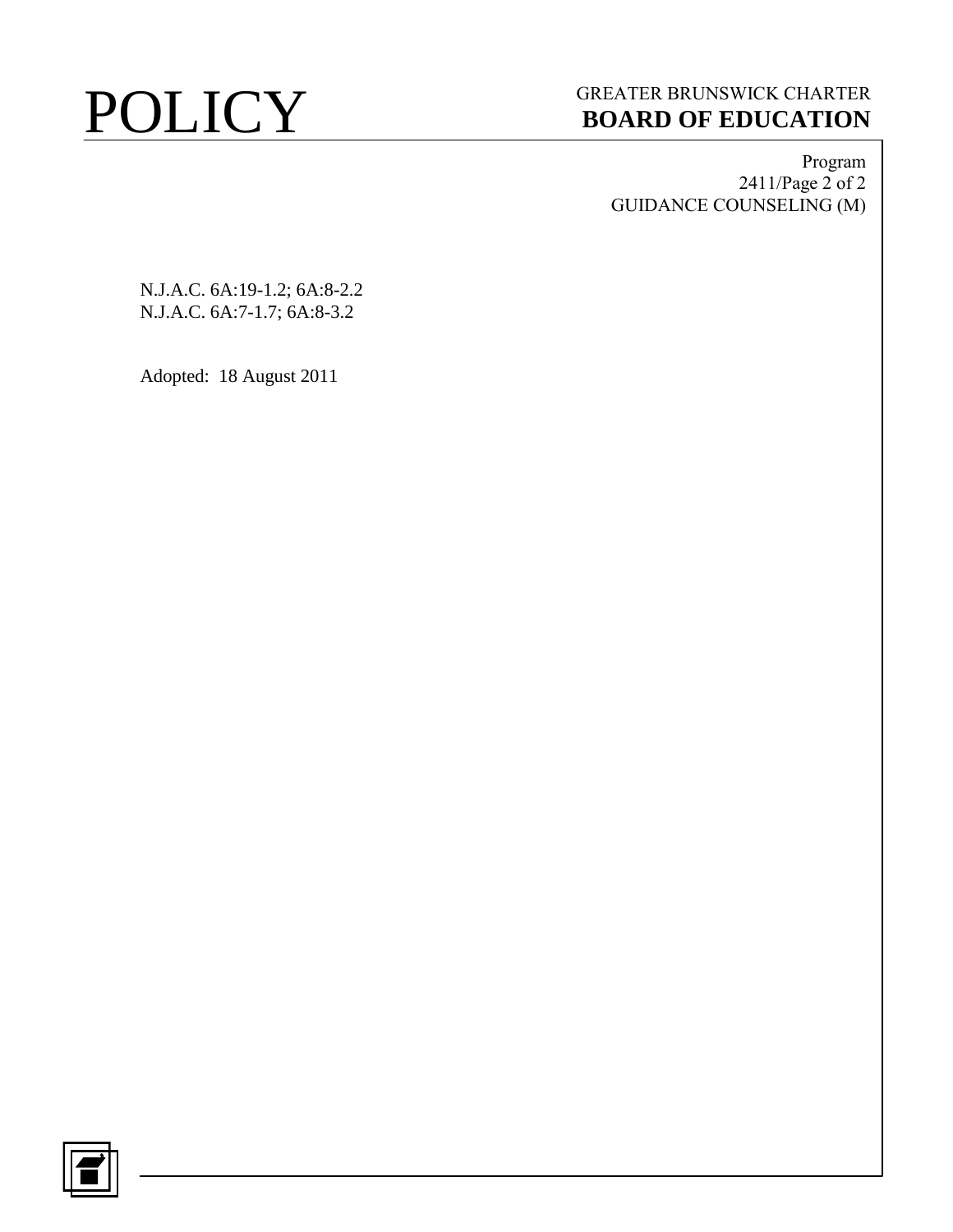N.J.A.C. 6A:19-1.2; 6A:8-2.2
N.J.A.C. 6A:7-1.7; 6A:8-3.2

Adopted: 18 August 2011